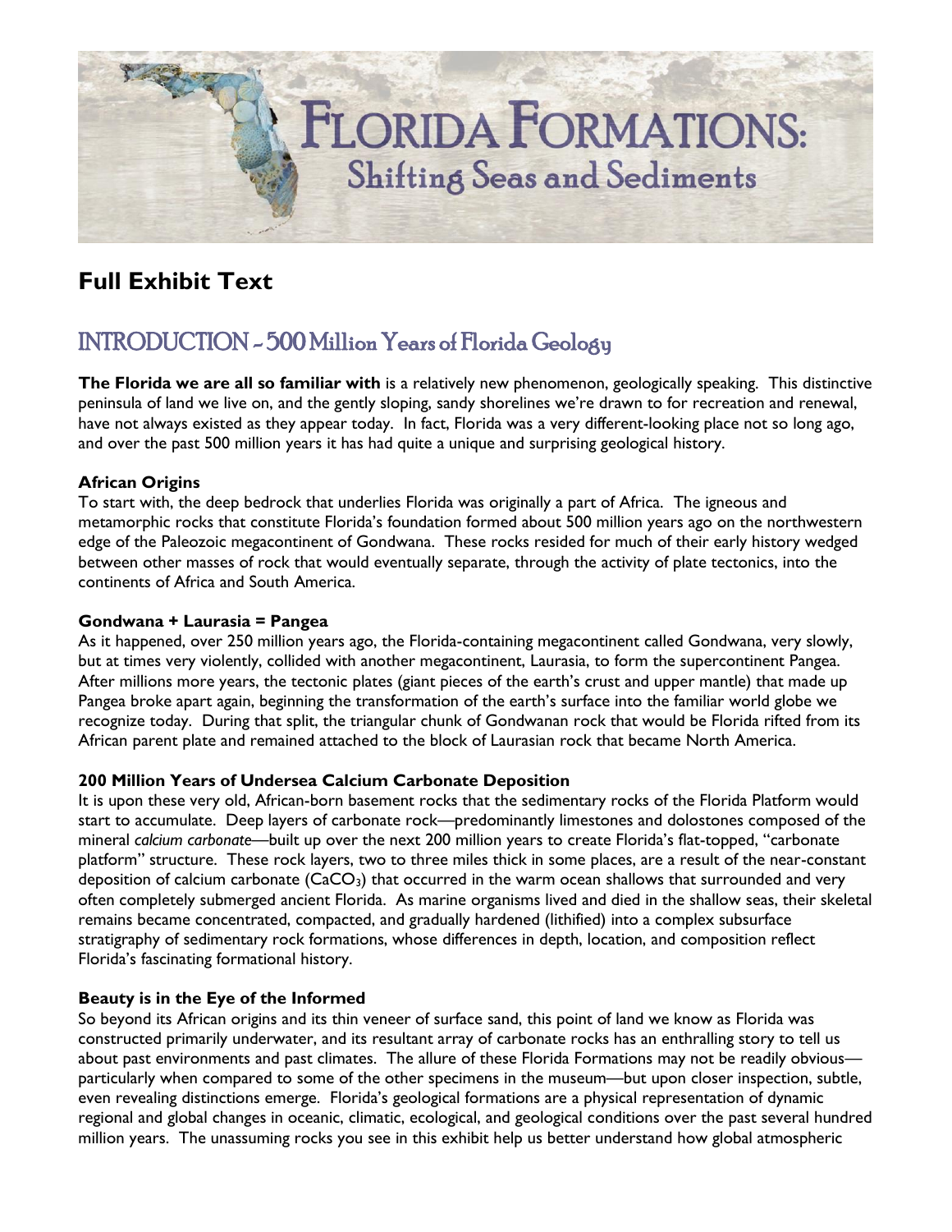# FLORIDA FORMATIONS: Shifting Seas and Sediments

## Full Exhibit Text

## INTRODUCTION ~ 500 Million Years of Florida Geology

**The Florida we are all so familiar with** is a relatively new phenomenon, geologically speaking. This distinctive peninsula of land we live on, and the gently sloping, sandy shorelines we're drawn to for recreation and renewal, have not always existed as they appear today. In fact, Florida was a very different-looking place not so long ago, and over the past 500 million years it has had quite a unique and surprising geological history.

### African Origins

To start with, the deep bedrock that underlies Florida was originally a part of Africa. The igneous and metamorphic rocks that constitute Florida's foundation formed about 500 million years ago on the northwestern edge of the Paleozoic megacontinent of Gondwana. These rocks resided for much of their early history wedged between other masses of rock that would eventually separate, through the activity of plate tectonics, into the continents of Africa and South America.

### Gondwana + Laurasia = Pangea

As it happened, over 250 million years ago, the Florida-containing megacontinent called Gondwana, very slowly, but at times very violently, collided with another megacontinent, Laurasia, to form the supercontinent Pangea. After millions more years, the tectonic plates (giant pieces of the earth's crust and upper mantle) that made up Pangea broke apart again, beginning the transformation of the earth's surface into the familiar world globe we recognize today. During that split, the triangular chunk of Gondwanan rock that would be Florida rifted from its African parent plate and remained attached to the block of Laurasian rock that became North America.

### 200 Million Years of Undersea Calcium Carbonate Deposition

It is upon these very old, African-born basement rocks that the sedimentary rocks of the Florida Platform would start to accumulate. Deep layers of carbonate rock—predominantly limestones and dolostones composed of the mineral *calcium carbonate*—built up over the next 200 million years to create Florida's flat-topped, "carbonate platform" structure. These rock layers, two to three miles thick in some places, are a result of the near-constant deposition of calcium carbonate ($CaCO_3$) that occurred in the warm ocean shallows that surrounded and very often completely submerged ancient Florida. As marine organisms lived and died in the shallow seas, their skeletal remains became concentrated, compacted, and gradually hardened (lithified) into a complex subsurface stratigraphy of sedimentary rock formations, whose differences in depth, location, and composition reflect Florida's fascinating formational history.

### Beauty is in the Eye of the Informed

So beyond its African origins and its thin veneer of surface sand, this point of land we know as Florida was constructed primarily underwater, and its resultant array of carbonate rocks has an enthralling story to tell us about past environments and past climates. The allure of these Florida Formations may not be readily obvious—particularly when compared to some of the other specimens in the museum—but upon closer inspection, subtle, even revealing distinctions emerge. Florida's geological formations are a physical representation of dynamic regional and global changes in oceanic, climatic, ecological, and geological conditions over the past several hundred million years. The unassuming rocks you see in this exhibit help us better understand how global atmospheric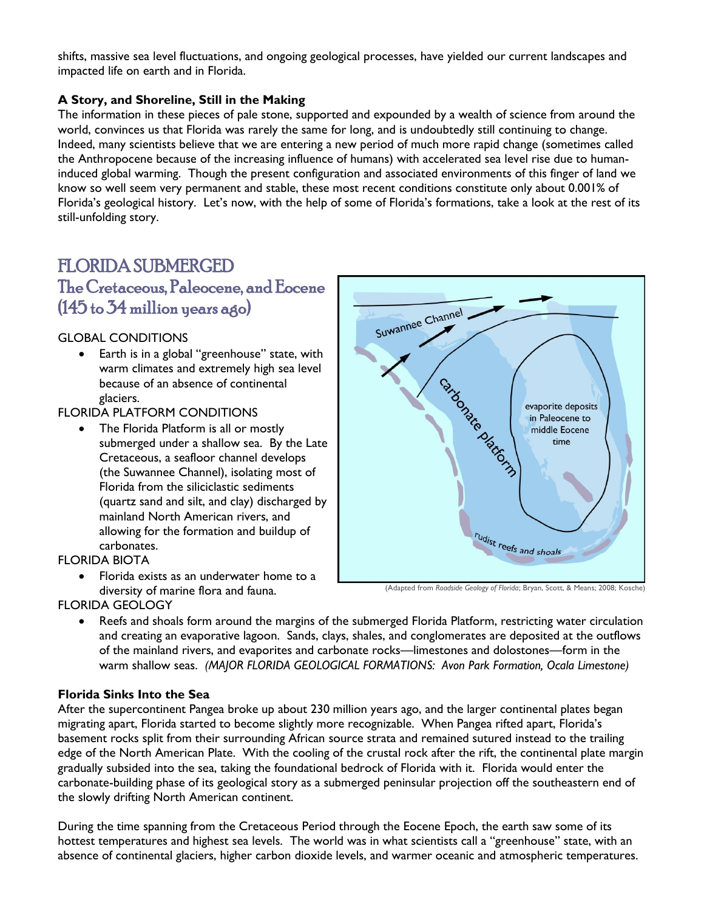shifts, massive sea level fluctuations, and ongoing geological processes, have yielded our current landscapes and impacted life on earth and in Florida.

**A Story, and Shoreline, Still in the Making**

The information in these pieces of pale stone, supported and expounded by a wealth of science from around the world, convinces us that Florida was rarely the same for long, and is undoubtedly still continuing to change. Indeed, many scientists believe that we are entering a new period of much more rapid change (sometimes called the Anthropocene because of the increasing influence of humans) with accelerated sea level rise due to human-induced global warming. Though the present configuration and associated environments of this finger of land we know so well seem very permanent and stable, these most recent conditions constitute only about 0.001% of Florida's geological history. Let's now, with the help of some of Florida's formations, take a look at the rest of its still-unfolding story.

# FLORIDA SUBMERGED

## The Cretaceous, Paleocene, and Eocene (145 to 34 million years ago)

GLOBAL CONDITIONS

- Earth is in a global "greenhouse" state, with warm climates and extremely high sea level because of an absence of continental glaciers.

FLORIDA PLATFORM CONDITIONS

- The Florida Platform is all or mostly submerged under a shallow sea. By the Late Cretaceous, a seafloor channel develops (the Suwannee Channel), isolating most of Florida from the siliciclastic sediments (quartz sand and silt, and clay) discharged by mainland North American rivers, and allowing for the formation and buildup of carbonates.

FLORIDA BIOTA

- Florida exists as an underwater home to a diversity of marine flora and fauna.

FLORIDA GEOLOGY

- Reefs and shoals form around the margins of the submerged Florida Platform, restricting water circulation and creating an evaporative lagoon. Sands, clays, shales, and conglomerates are deposited at the outflows of the mainland rivers, and evaporites and carbonate rocks—limestones and dolostones—form in the warm shallow seas. *(MAJOR FLORIDA GEOLOGICAL FORMATIONS: Avon Park Formation, Ocala Limestone)*

Suwannee Channel; carbonate platform; evaporite deposits in Paleocene to middle Eocene time; rudist reefs and shoals

(Adapted from *Roadside Geology of Florida*; Bryan, Scott, & Means; 2008; Kosche)

**Florida Sinks Into the Sea**

After the supercontinent Pangea broke up about 230 million years ago, and the larger continental plates began migrating apart, Florida started to become slightly more recognizable. When Pangea rifted apart, Florida's basement rocks split from their surrounding African source strata and remained sutured instead to the trailing edge of the North American Plate. With the cooling of the crustal rock after the rift, the continental plate margin gradually subsided into the sea, taking the foundational bedrock of Florida with it. Florida would enter the carbonate-building phase of its geological story as a submerged peninsular projection off the southeastern end of the slowly drifting North American continent.

During the time spanning from the Cretaceous Period through the Eocene Epoch, the earth saw some of its hottest temperatures and highest sea levels. The world was in what scientists call a "greenhouse" state, with an absence of continental glaciers, higher carbon dioxide levels, and warmer oceanic and atmospheric temperatures.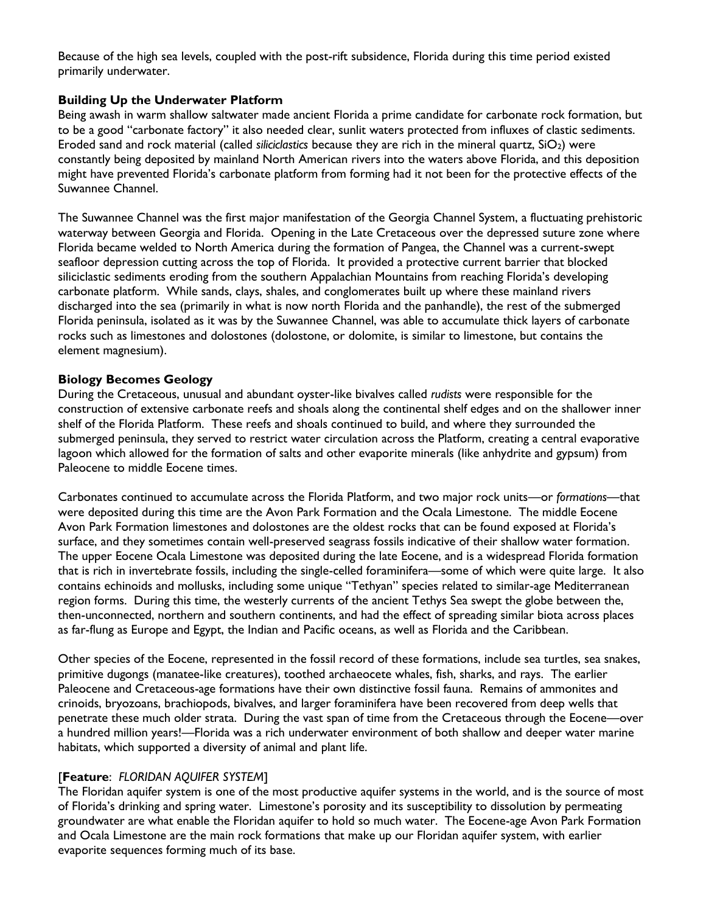Because of the high sea levels, coupled with the post-rift subsidence, Florida during this time period existed primarily underwater.

**Building Up the Underwater Platform**

Being awash in warm shallow saltwater made ancient Florida a prime candidate for carbonate rock formation, but to be a good "carbonate factory" it also needed clear, sunlit waters protected from influxes of clastic sediments. Eroded sand and rock material (called *siliciclastics* because they are rich in the mineral quartz, $SiO_2$) were constantly being deposited by mainland North American rivers into the waters above Florida, and this deposition might have prevented Florida's carbonate platform from forming had it not been for the protective effects of the Suwannee Channel.

The Suwannee Channel was the first major manifestation of the Georgia Channel System, a fluctuating prehistoric waterway between Georgia and Florida. Opening in the Late Cretaceous over the depressed suture zone where Florida became welded to North America during the formation of Pangea, the Channel was a current-swept seafloor depression cutting across the top of Florida. It provided a protective current barrier that blocked siliciclastic sediments eroding from the southern Appalachian Mountains from reaching Florida's developing carbonate platform. While sands, clays, shales, and conglomerates built up where these mainland rivers discharged into the sea (primarily in what is now north Florida and the panhandle), the rest of the submerged Florida peninsula, isolated as it was by the Suwannee Channel, was able to accumulate thick layers of carbonate rocks such as limestones and dolostones (dolostone, or dolomite, is similar to limestone, but contains the element magnesium).

**Biology Becomes Geology**

During the Cretaceous, unusual and abundant oyster-like bivalves called *rudists* were responsible for the construction of extensive carbonate reefs and shoals along the continental shelf edges and on the shallower inner shelf of the Florida Platform. These reefs and shoals continued to build, and where they surrounded the submerged peninsula, they served to restrict water circulation across the Platform, creating a central evaporative lagoon which allowed for the formation of salts and other evaporite minerals (like anhydrite and gypsum) from Paleocene to middle Eocene times.

Carbonates continued to accumulate across the Florida Platform, and two major rock units—or *formations*—that were deposited during this time are the Avon Park Formation and the Ocala Limestone. The middle Eocene Avon Park Formation limestones and dolostones are the oldest rocks that can be found exposed at Florida's surface, and they sometimes contain well-preserved seagrass fossils indicative of their shallow water formation. The upper Eocene Ocala Limestone was deposited during the late Eocene, and is a widespread Florida formation that is rich in invertebrate fossils, including the single-celled foraminifera—some of which were quite large. It also contains echinoids and mollusks, including some unique "Tethyan" species related to similar-age Mediterranean region forms. During this time, the westerly currents of the ancient Tethys Sea swept the globe between the, then-unconnected, northern and southern continents, and had the effect of spreading similar biota across places as far-flung as Europe and Egypt, the Indian and Pacific oceans, as well as Florida and the Caribbean.

Other species of the Eocene, represented in the fossil record of these formations, include sea turtles, sea snakes, primitive dugongs (manatee-like creatures), toothed archaeocete whales, fish, sharks, and rays. The earlier Paleocene and Cretaceous-age formations have their own distinctive fossil fauna. Remains of ammonites and crinoids, bryozoans, brachiopods, bivalves, and larger foraminifera have been recovered from deep wells that penetrate these much older strata. During the vast span of time from the Cretaceous through the Eocene—over a hundred million years!—Florida was a rich underwater environment of both shallow and deeper water marine habitats, which supported a diversity of animal and plant life.

[**Feature**: *FLORIDAN AQUIFER SYSTEM*]

The Floridan aquifer system is one of the most productive aquifer systems in the world, and is the source of most of Florida's drinking and spring water. Limestone's porosity and its susceptibility to dissolution by permeating groundwater are what enable the Floridan aquifer to hold so much water. The Eocene-age Avon Park Formation and Ocala Limestone are the main rock formations that make up our Floridan aquifer system, with earlier evaporite sequences forming much of its base.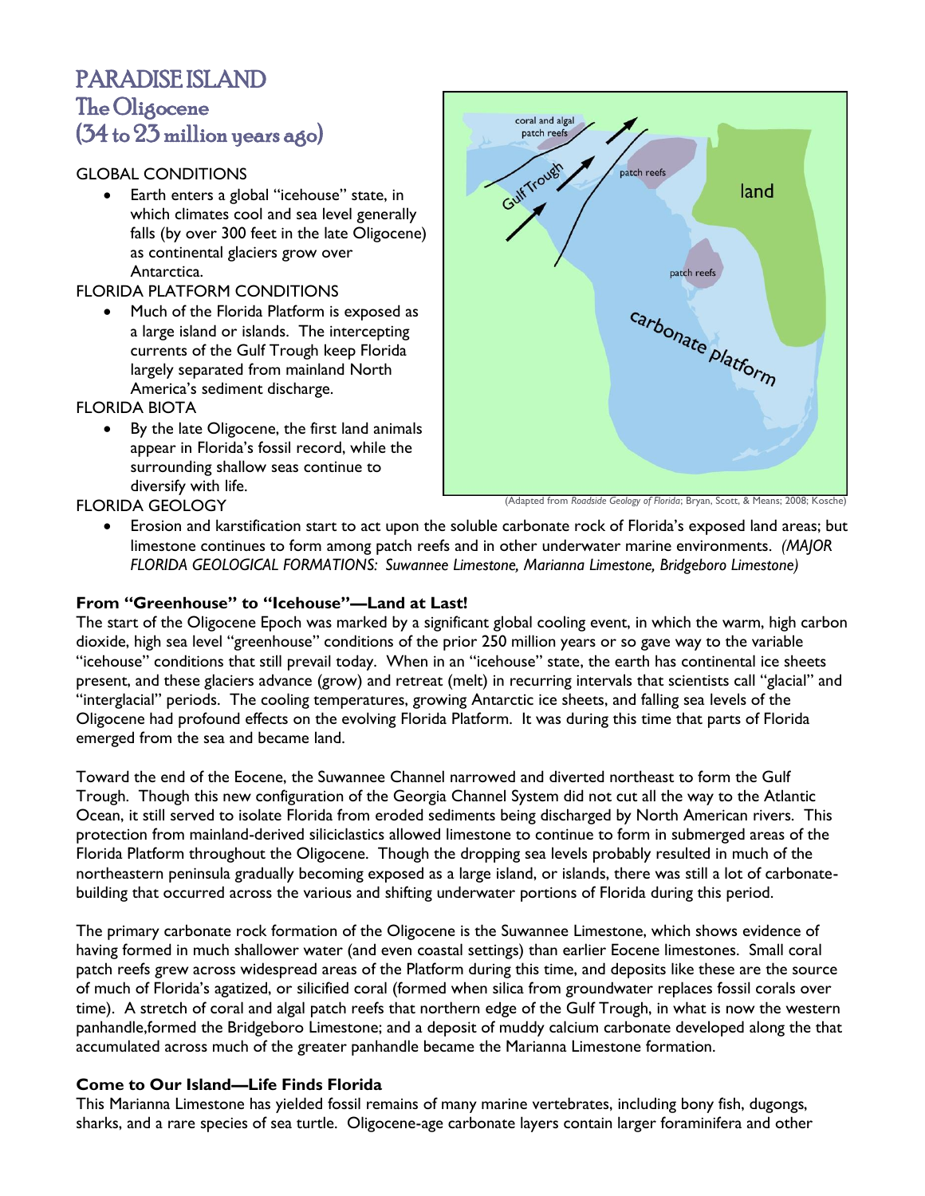# PARADISE ISLAND

## The Oligocene
## (34 to 23 million years ago)

GLOBAL CONDITIONS

- Earth enters a global "icehouse" state, in which climates cool and sea level generally falls (by over 300 feet in the late Oligocene) as continental glaciers grow over Antarctica.

FLORIDA PLATFORM CONDITIONS

- Much of the Florida Platform is exposed as a large island or islands. The intercepting currents of the Gulf Trough keep Florida largely separated from mainland North America's sediment discharge.

FLORIDA BIOTA

- By the late Oligocene, the first land animals appear in Florida's fossil record, while the surrounding shallow seas continue to diversify with life.

FLORIDA GEOLOGY

- Erosion and karstification start to act upon the soluble carbonate rock of Florida's exposed land areas; but limestone continues to form among patch reefs and in other underwater marine environments. *(MAJOR FLORIDA GEOLOGICAL FORMATIONS: Suwannee Limestone, Marianna Limestone, Bridgeboro Limestone)*

coral and algal patch reefs

Gulf Trough

patch reefs

land

patch reefs

carbonate platform

(Adapted from *Roadside Geology of Florida*; Bryan, Scott, & Means; 2008; Kosche)

### From "Greenhouse" to "Icehouse"—Land at Last!

The start of the Oligocene Epoch was marked by a significant global cooling event, in which the warm, high carbon dioxide, high sea level "greenhouse" conditions of the prior 250 million years or so gave way to the variable "icehouse" conditions that still prevail today. When in an "icehouse" state, the earth has continental ice sheets present, and these glaciers advance (grow) and retreat (melt) in recurring intervals that scientists call "glacial" and "interglacial" periods. The cooling temperatures, growing Antarctic ice sheets, and falling sea levels of the Oligocene had profound effects on the evolving Florida Platform. It was during this time that parts of Florida emerged from the sea and became land.

Toward the end of the Eocene, the Suwannee Channel narrowed and diverted northeast to form the Gulf Trough. Though this new configuration of the Georgia Channel System did not cut all the way to the Atlantic Ocean, it still served to isolate Florida from eroded sediments being discharged by North American rivers. This protection from mainland-derived siliciclastics allowed limestone to continue to form in submerged areas of the Florida Platform throughout the Oligocene. Though the dropping sea levels probably resulted in much of the northeastern peninsula gradually becoming exposed as a large island, or islands, there was still a lot of carbonate-building that occurred across the various and shifting underwater portions of Florida during this period.

The primary carbonate rock formation of the Oligocene is the Suwannee Limestone, which shows evidence of having formed in much shallower water (and even coastal settings) than earlier Eocene limestones. Small coral patch reefs grew across widespread areas of the Platform during this time, and deposits like these are the source of much of Florida's agatized, or silicified coral (formed when silica from groundwater replaces fossil corals over time). A stretch of coral and algal patch reefs that northern edge of the Gulf Trough, in what is now the western panhandle,formed the Bridgeboro Limestone; and a deposit of muddy calcium carbonate developed along the that accumulated across much of the greater panhandle became the Marianna Limestone formation.

### Come to Our Island—Life Finds Florida

This Marianna Limestone has yielded fossil remains of many marine vertebrates, including bony fish, dugongs, sharks, and a rare species of sea turtle. Oligocene-age carbonate layers contain larger foraminifera and other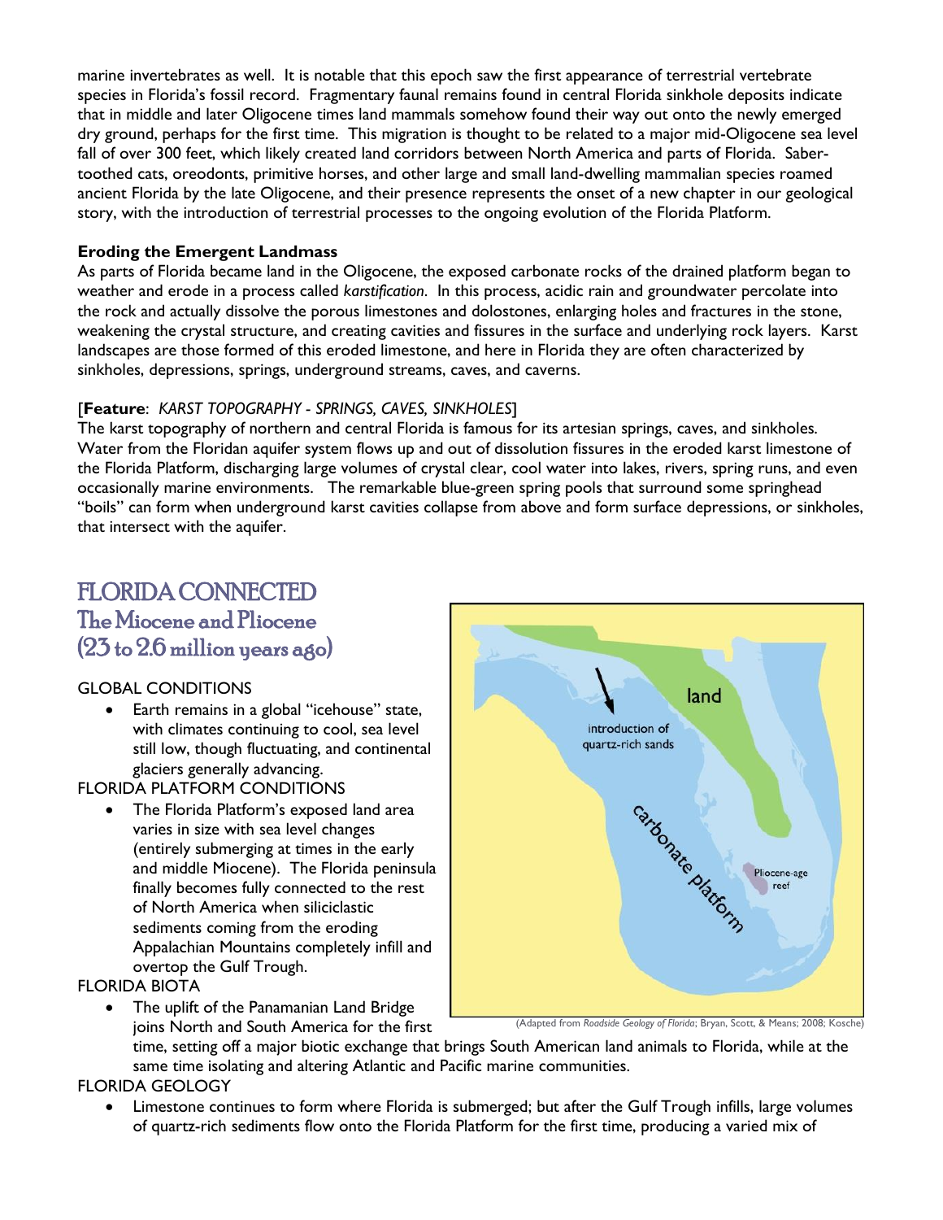marine invertebrates as well. It is notable that this epoch saw the first appearance of terrestrial vertebrate species in Florida's fossil record. Fragmentary faunal remains found in central Florida sinkhole deposits indicate that in middle and later Oligocene times land mammals somehow found their way out onto the newly emerged dry ground, perhaps for the first time. This migration is thought to be related to a major mid-Oligocene sea level fall of over 300 feet, which likely created land corridors between North America and parts of Florida. Saber-toothed cats, oreodonts, primitive horses, and other large and small land-dwelling mammalian species roamed ancient Florida by the late Oligocene, and their presence represents the onset of a new chapter in our geological story, with the introduction of terrestrial processes to the ongoing evolution of the Florida Platform.

**Eroding the Emergent Landmass**

As parts of Florida became land in the Oligocene, the exposed carbonate rocks of the drained platform began to weather and erode in a process called *karstification*. In this process, acidic rain and groundwater percolate into the rock and actually dissolve the porous limestones and dolostones, enlarging holes and fractures in the stone, weakening the crystal structure, and creating cavities and fissures in the surface and underlying rock layers. Karst landscapes are those formed of this eroded limestone, and here in Florida they are often characterized by sinkholes, depressions, springs, underground streams, caves, and caverns.

[**Feature**: *KARST TOPOGRAPHY - SPRINGS, CAVES, SINKHOLES*]

The karst topography of northern and central Florida is famous for its artesian springs, caves, and sinkholes. Water from the Floridan aquifer system flows up and out of dissolution fissures in the eroded karst limestone of the Florida Platform, discharging large volumes of crystal clear, cool water into lakes, rivers, spring runs, and even occasionally marine environments. The remarkable blue-green spring pools that surround some springhead "boils" can form when underground karst cavities collapse from above and form surface depressions, or sinkholes, that intersect with the aquifer.

## FLORIDA CONNECTED
### The Miocene and Pliocene (23 to 2.6 million years ago)

GLOBAL CONDITIONS

- Earth remains in a global "icehouse" state, with climates continuing to cool, sea level still low, though fluctuating, and continental glaciers generally advancing.

FLORIDA PLATFORM CONDITIONS

- The Florida Platform's exposed land area varies in size with sea level changes (entirely submerging at times in the early and middle Miocene). The Florida peninsula finally becomes fully connected to the rest of North America when siliciclastic sediments coming from the eroding Appalachian Mountains completely infill and overtop the Gulf Trough.

land

introduction of quartz-rich sands

carbonate platform

Pliocene-age reef

(Adapted from *Roadside Geology of Florida*; Bryan, Scott, & Means; 2008; Kosche)

FLORIDA BIOTA

- The uplift of the Panamanian Land Bridge joins North and South America for the first time, setting off a major biotic exchange that brings South American land animals to Florida, while at the same time isolating and altering Atlantic and Pacific marine communities.

FLORIDA GEOLOGY

- Limestone continues to form where Florida is submerged; but after the Gulf Trough infills, large volumes of quartz-rich sediments flow onto the Florida Platform for the first time, producing a varied mix of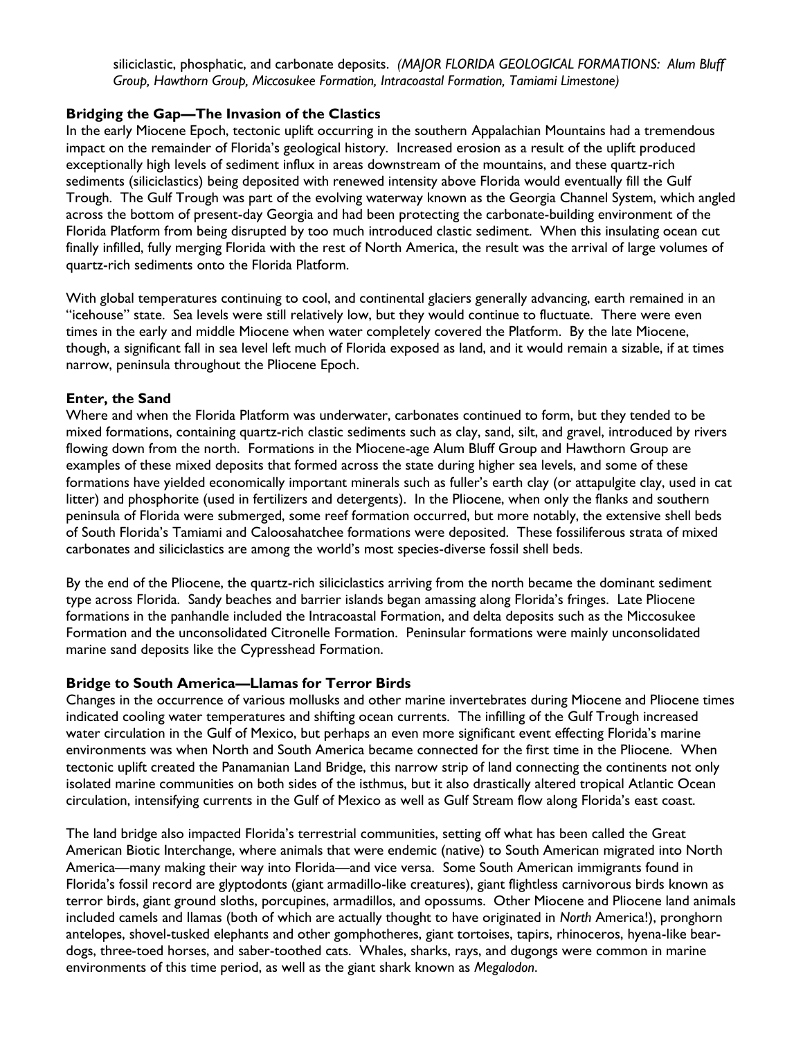siliciclastic, phosphatic, and carbonate deposits. *(MAJOR FLORIDA GEOLOGICAL FORMATIONS: Alum Bluff Group, Hawthorn Group, Miccosukee Formation, Intracoastal Formation, Tamiami Limestone)*

### Bridging the Gap—The Invasion of the Clastics

In the early Miocene Epoch, tectonic uplift occurring in the southern Appalachian Mountains had a tremendous impact on the remainder of Florida's geological history. Increased erosion as a result of the uplift produced exceptionally high levels of sediment influx in areas downstream of the mountains, and these quartz-rich sediments (siliciclastics) being deposited with renewed intensity above Florida would eventually fill the Gulf Trough. The Gulf Trough was part of the evolving waterway known as the Georgia Channel System, which angled across the bottom of present-day Georgia and had been protecting the carbonate-building environment of the Florida Platform from being disrupted by too much introduced clastic sediment. When this insulating ocean cut finally infilled, fully merging Florida with the rest of North America, the result was the arrival of large volumes of quartz-rich sediments onto the Florida Platform.

With global temperatures continuing to cool, and continental glaciers generally advancing, earth remained in an "icehouse" state. Sea levels were still relatively low, but they would continue to fluctuate. There were even times in the early and middle Miocene when water completely covered the Platform. By the late Miocene, though, a significant fall in sea level left much of Florida exposed as land, and it would remain a sizable, if at times narrow, peninsula throughout the Pliocene Epoch.

### Enter, the Sand

Where and when the Florida Platform was underwater, carbonates continued to form, but they tended to be mixed formations, containing quartz-rich clastic sediments such as clay, sand, silt, and gravel, introduced by rivers flowing down from the north. Formations in the Miocene-age Alum Bluff Group and Hawthorn Group are examples of these mixed deposits that formed across the state during higher sea levels, and some of these formations have yielded economically important minerals such as fuller's earth clay (or attapulgite clay, used in cat litter) and phosphorite (used in fertilizers and detergents). In the Pliocene, when only the flanks and southern peninsula of Florida were submerged, some reef formation occurred, but more notably, the extensive shell beds of South Florida's Tamiami and Caloosahatchee formations were deposited. These fossiliferous strata of mixed carbonates and siliciclastics are among the world's most species-diverse fossil shell beds.

By the end of the Pliocene, the quartz-rich siliciclastics arriving from the north became the dominant sediment type across Florida. Sandy beaches and barrier islands began amassing along Florida's fringes. Late Pliocene formations in the panhandle included the Intracoastal Formation, and delta deposits such as the Miccosukee Formation and the unconsolidated Citronelle Formation. Peninsular formations were mainly unconsolidated marine sand deposits like the Cypresshead Formation.

### Bridge to South America—Llamas for Terror Birds

Changes in the occurrence of various mollusks and other marine invertebrates during Miocene and Pliocene times indicated cooling water temperatures and shifting ocean currents. The infilling of the Gulf Trough increased water circulation in the Gulf of Mexico, but perhaps an even more significant event effecting Florida's marine environments was when North and South America became connected for the first time in the Pliocene. When tectonic uplift created the Panamanian Land Bridge, this narrow strip of land connecting the continents not only isolated marine communities on both sides of the isthmus, but it also drastically altered tropical Atlantic Ocean circulation, intensifying currents in the Gulf of Mexico as well as Gulf Stream flow along Florida's east coast.

The land bridge also impacted Florida's terrestrial communities, setting off what has been called the Great American Biotic Interchange, where animals that were endemic (native) to South American migrated into North America—many making their way into Florida—and vice versa. Some South American immigrants found in Florida's fossil record are glyptodonts (giant armadillo-like creatures), giant flightless carnivorous birds known as terror birds, giant ground sloths, porcupines, armadillos, and opossums. Other Miocene and Pliocene land animals included camels and llamas (both of which are actually thought to have originated in *North* America!), pronghorn antelopes, shovel-tusked elephants and other gomphotheres, giant tortoises, tapirs, rhinoceros, hyena-like bear-dogs, three-toed horses, and saber-toothed cats. Whales, sharks, rays, and dugongs were common in marine environments of this time period, as well as the giant shark known as *Megalodon*.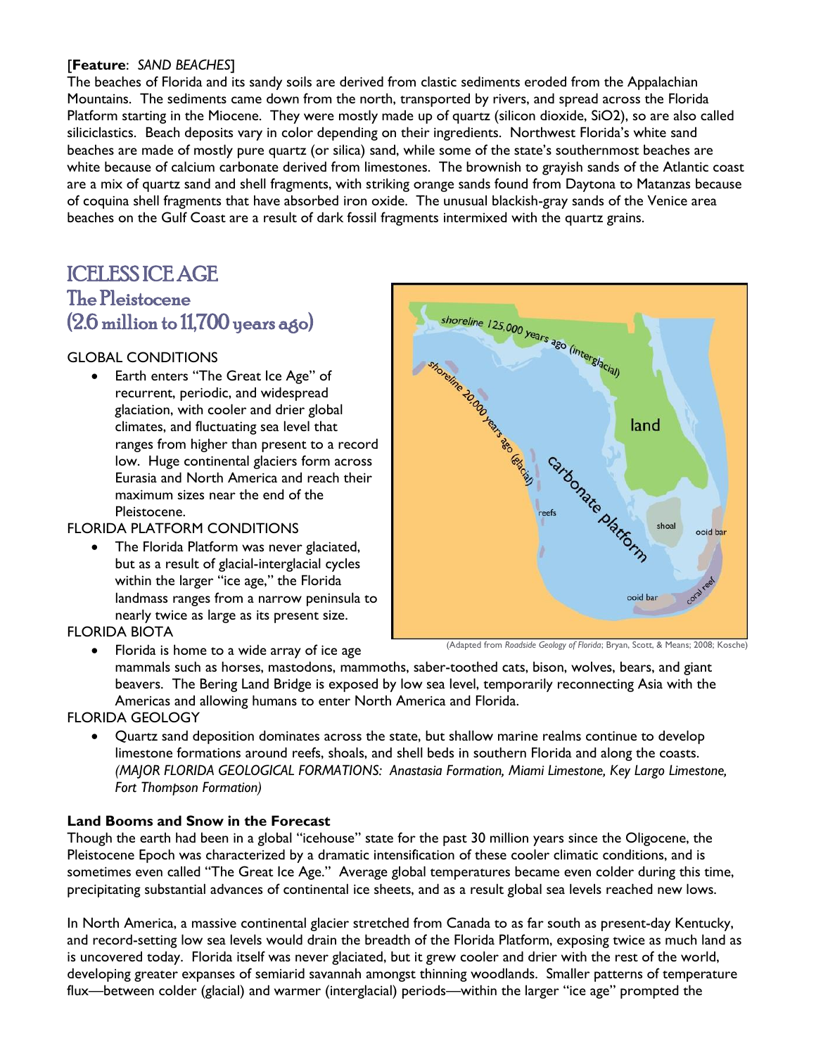[**Feature**: *SAND BEACHES*]
The beaches of Florida and its sandy soils are derived from clastic sediments eroded from the Appalachian Mountains. The sediments came down from the north, transported by rivers, and spread across the Florida Platform starting in the Miocene. They were mostly made up of quartz (silicon dioxide, $SiO_2$), so are also called siliciclastics. Beach deposits vary in color depending on their ingredients. Northwest Florida's white sand beaches are made of mostly pure quartz (or silica) sand, while some of the state's southernmost beaches are white because of calcium carbonate derived from limestones. The brownish to grayish sands of the Atlantic coast are a mix of quartz sand and shell fragments, with striking orange sands found from Daytona to Matanzas because of coquina shell fragments that have absorbed iron oxide. The unusual blackish-gray sands of the Venice area beaches on the Gulf Coast are a result of dark fossil fragments intermixed with the quartz grains.

# ICELESS ICE AGE

## The Pleistocene (2.6 million to 11,700 years ago)

GLOBAL CONDITIONS

- Earth enters "The Great Ice Age" of recurrent, periodic, and widespread glaciation, with cooler and drier global climates, and fluctuating sea level that ranges from higher than present to a record low. Huge continental glaciers form across Eurasia and North America and reach their maximum sizes near the end of the Pleistocene.

FLORIDA PLATFORM CONDITIONS

- The Florida Platform was never glaciated, but as a result of glacial-interglacial cycles within the larger "ice age," the Florida landmass ranges from a narrow peninsula to nearly twice as large as its present size.

FLORIDA BIOTA

- Florida is home to a wide array of ice age mammals such as horses, mastodons, mammoths, saber-toothed cats, bison, wolves, bears, and giant beavers. The Bering Land Bridge is exposed by low sea level, temporarily reconnecting Asia with the Americas and allowing humans to enter North America and Florida.

FLORIDA GEOLOGY

- Quartz sand deposition dominates across the state, but shallow marine realms continue to develop limestone formations around reefs, shoals, and shell beds in southern Florida and along the coasts. *(MAJOR FLORIDA GEOLOGICAL FORMATIONS: Anastasia Formation, Miami Limestone, Key Largo Limestone, Fort Thompson Formation)*

(Adapted from *Roadside Geology of Florida*; Bryan, Scott, & Means; 2008; Kosche)

### Land Booms and Snow in the Forecast

Though the earth had been in a global "icehouse" state for the past 30 million years since the Oligocene, the Pleistocene Epoch was characterized by a dramatic intensification of these cooler climatic conditions, and is sometimes even called "The Great Ice Age." Average global temperatures became even colder during this time, precipitating substantial advances of continental ice sheets, and as a result global sea levels reached new lows.

In North America, a massive continental glacier stretched from Canada to as far south as present-day Kentucky, and record-setting low sea levels would drain the breadth of the Florida Platform, exposing twice as much land as is uncovered today. Florida itself was never glaciated, but it grew cooler and drier with the rest of the world, developing greater expanses of semiarid savannah amongst thinning woodlands. Smaller patterns of temperature flux—between colder (glacial) and warmer (interglacial) periods—within the larger "ice age" prompted the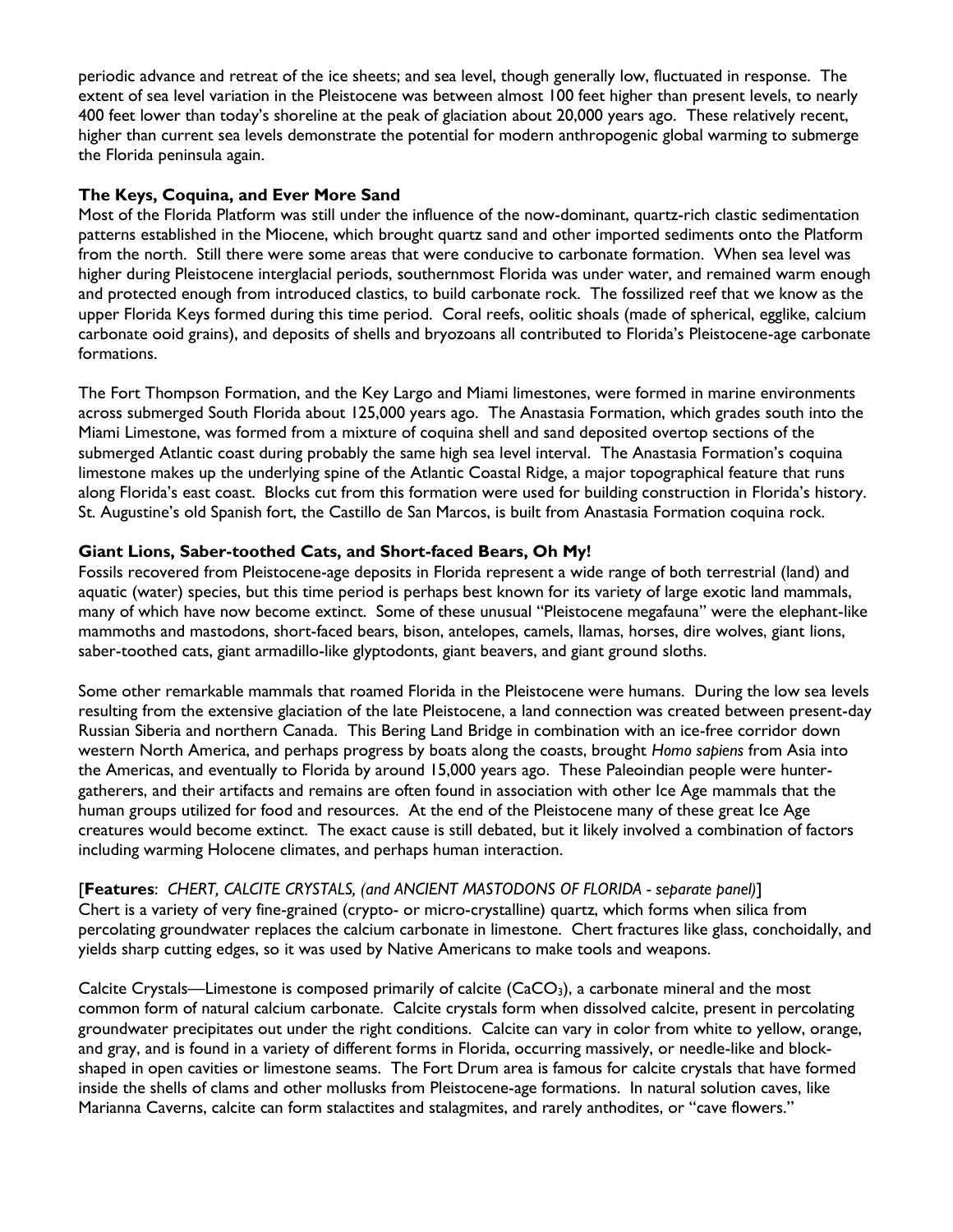periodic advance and retreat of the ice sheets; and sea level, though generally low, fluctuated in response. The extent of sea level variation in the Pleistocene was between almost 100 feet higher than present levels, to nearly 400 feet lower than today's shoreline at the peak of glaciation about 20,000 years ago. These relatively recent, higher than current sea levels demonstrate the potential for modern anthropogenic global warming to submerge the Florida peninsula again.

**The Keys, Coquina, and Ever More Sand**

Most of the Florida Platform was still under the influence of the now-dominant, quartz-rich clastic sedimentation patterns established in the Miocene, which brought quartz sand and other imported sediments onto the Platform from the north. Still there were some areas that were conducive to carbonate formation. When sea level was higher during Pleistocene interglacial periods, southernmost Florida was under water, and remained warm enough and protected enough from introduced clastics, to build carbonate rock. The fossilized reef that we know as the upper Florida Keys formed during this time period. Coral reefs, oolitic shoals (made of spherical, egglike, calcium carbonate ooid grains), and deposits of shells and bryozoans all contributed to Florida's Pleistocene-age carbonate formations.

The Fort Thompson Formation, and the Key Largo and Miami limestones, were formed in marine environments across submerged South Florida about 125,000 years ago. The Anastasia Formation, which grades south into the Miami Limestone, was formed from a mixture of coquina shell and sand deposited overtop sections of the submerged Atlantic coast during probably the same high sea level interval. The Anastasia Formation's coquina limestone makes up the underlying spine of the Atlantic Coastal Ridge, a major topographical feature that runs along Florida's east coast. Blocks cut from this formation were used for building construction in Florida's history. St. Augustine's old Spanish fort, the Castillo de San Marcos, is built from Anastasia Formation coquina rock.

**Giant Lions, Saber-toothed Cats, and Short-faced Bears, Oh My!**

Fossils recovered from Pleistocene-age deposits in Florida represent a wide range of both terrestrial (land) and aquatic (water) species, but this time period is perhaps best known for its variety of large exotic land mammals, many of which have now become extinct. Some of these unusual "Pleistocene megafauna" were the elephant-like mammoths and mastodons, short-faced bears, bison, antelopes, camels, llamas, horses, dire wolves, giant lions, saber-toothed cats, giant armadillo-like glyptodonts, giant beavers, and giant ground sloths.

Some other remarkable mammals that roamed Florida in the Pleistocene were humans. During the low sea levels resulting from the extensive glaciation of the late Pleistocene, a land connection was created between present-day Russian Siberia and northern Canada. This Bering Land Bridge in combination with an ice-free corridor down western North America, and perhaps progress by boats along the coasts, brought *Homo sapiens* from Asia into the Americas, and eventually to Florida by around 15,000 years ago. These Paleoindian people were hunter-gatherers, and their artifacts and remains are often found in association with other Ice Age mammals that the human groups utilized for food and resources. At the end of the Pleistocene many of these great Ice Age creatures would become extinct. The exact cause is still debated, but it likely involved a combination of factors including warming Holocene climates, and perhaps human interaction.

[**Features**: *CHERT, CALCITE CRYSTALS, (and ANCIENT MASTODONS OF FLORIDA - separate panel)*]
Chert is a variety of very fine-grained (crypto- or micro-crystalline) quartz, which forms when silica from percolating groundwater replaces the calcium carbonate in limestone. Chert fractures like glass, conchoidally, and yields sharp cutting edges, so it was used by Native Americans to make tools and weapons.

Calcite Crystals—Limestone is composed primarily of calcite ($CaCO_3$), a carbonate mineral and the most common form of natural calcium carbonate. Calcite crystals form when dissolved calcite, present in percolating groundwater precipitates out under the right conditions. Calcite can vary in color from white to yellow, orange, and gray, and is found in a variety of different forms in Florida, occurring massively, or needle-like and block-shaped in open cavities or limestone seams. The Fort Drum area is famous for calcite crystals that have formed inside the shells of clams and other mollusks from Pleistocene-age formations. In natural solution caves, like Marianna Caverns, calcite can form stalactites and stalagmites, and rarely anthodites, or "cave flowers."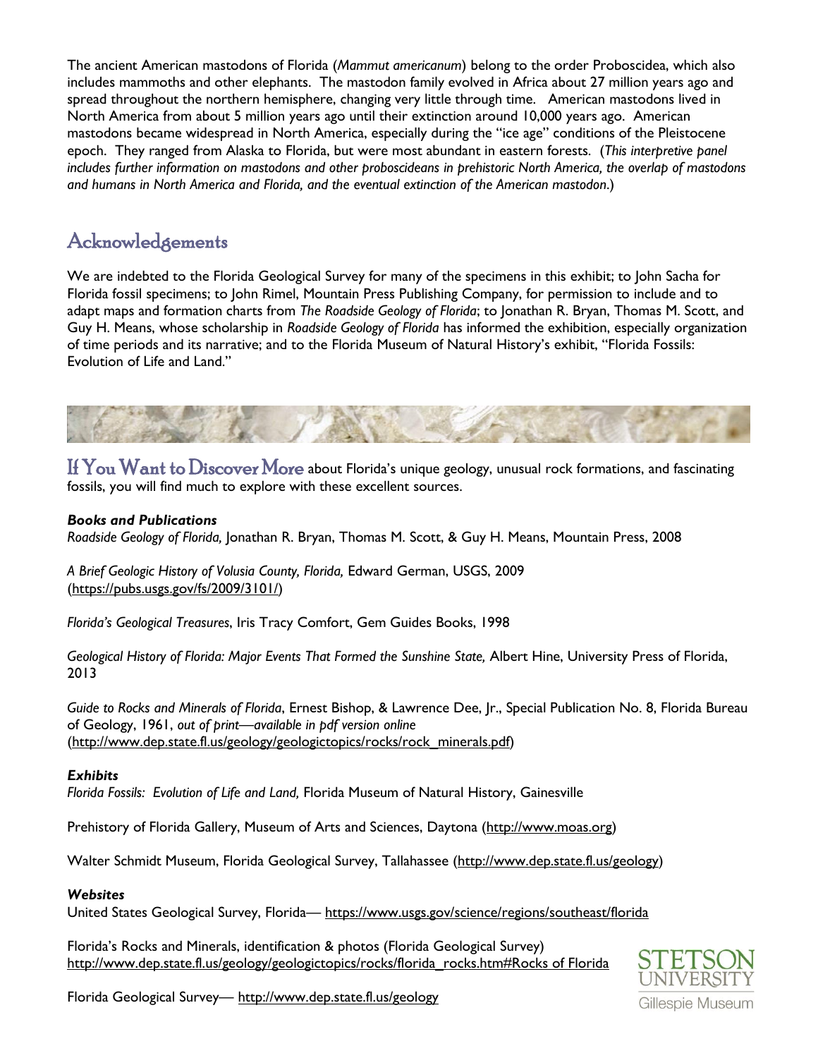The ancient American mastodons of Florida (*Mammut americanum*) belong to the order Proboscidea, which also includes mammoths and other elephants. The mastodon family evolved in Africa about 27 million years ago and spread throughout the northern hemisphere, changing very little through time. American mastodons lived in North America from about 5 million years ago until their extinction around 10,000 years ago. American mastodons became widespread in North America, especially during the "ice age" conditions of the Pleistocene epoch. They ranged from Alaska to Florida, but were most abundant in eastern forests. (*This interpretive panel includes further information on mastodons and other proboscideans in prehistoric North America, the overlap of mastodons and humans in North America and Florida, and the eventual extinction of the American mastodon*.)

## Acknowledgements

We are indebted to the Florida Geological Survey for many of the specimens in this exhibit; to John Sacha for Florida fossil specimens; to John Rimel, Mountain Press Publishing Company, for permission to include and to adapt maps and formation charts from *The Roadside Geology of Florida*; to Jonathan R. Bryan, Thomas M. Scott, and Guy H. Means, whose scholarship in *Roadside Geology of Florida* has informed the exhibition, especially organization of time periods and its narrative; and to the Florida Museum of Natural History's exhibit, "Florida Fossils: Evolution of Life and Land."

## If You Want to Discover More

about Florida's unique geology, unusual rock formations, and fascinating fossils, you will find much to explore with these excellent sources.

***Books and Publications***

*Roadside Geology of Florida,* Jonathan R. Bryan, Thomas M. Scott, & Guy H. Means, Mountain Press, 2008

*A Brief Geologic History of Volusia County, Florida,* Edward German, USGS, 2009 (https://pubs.usgs.gov/fs/2009/3101/)

*Florida's Geological Treasures*, Iris Tracy Comfort, Gem Guides Books, 1998

*Geological History of Florida: Major Events That Formed the Sunshine State,* Albert Hine, University Press of Florida, 2013

*Guide to Rocks and Minerals of Florida*, Ernest Bishop, & Lawrence Dee, Jr., Special Publication No. 8, Florida Bureau of Geology, 1961, *out of print—available in pdf version online* (http://www.dep.state.fl.us/geology/geologictopics/rocks/rock_minerals.pdf)

***Exhibits***

*Florida Fossils: Evolution of Life and Land,* Florida Museum of Natural History, Gainesville

Prehistory of Florida Gallery, Museum of Arts and Sciences, Daytona (http://www.moas.org)

Walter Schmidt Museum, Florida Geological Survey, Tallahassee (http://www.dep.state.fl.us/geology)

***Websites***

United States Geological Survey, Florida— https://www.usgs.gov/science/regions/southeast/florida

Florida's Rocks and Minerals, identification & photos (Florida Geological Survey) http://www.dep.state.fl.us/geology/geologictopics/rocks/florida_rocks.htm#Rocks of Florida

Florida Geological Survey— http://www.dep.state.fl.us/geology

STETSON UNIVERSITY
Gillespie Museum